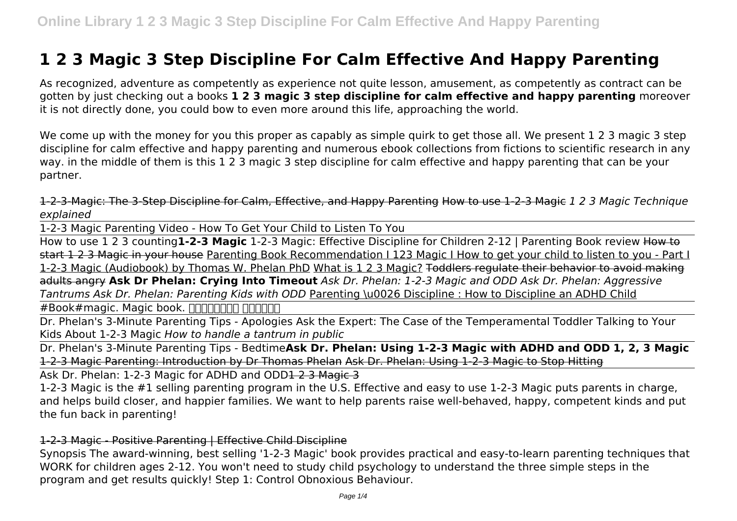# 1 2 3 Magic 3 Step Discipline For Calm Effective And Happy Parenting

As recognized, adventure as competently as experience not quite lesson, amusement, as competently as contract can be gotten by just checking out a books **1 2 3 magic 3 step discipline for calm effective and happy parenting** moreover it is not directly done, you could bow to even more around this life, approaching the world.

We come up with the money for you this proper as capably as simple quirk to get those all. We present 1 2 3 magic 3 step discipline for calm effective and happy parenting and numerous ebook collections from fictions to scientific research in any way. in the middle of them is this 1 2 3 magic 3 step discipline for calm effective and happy parenting that can be your partner.

~~1-2-3 Magic: The 3-Step Discipline for Calm, Effective, and Happy Parenting~~ ~~How to use 1-2-3 Magic~~ *1 2 3 Magic Technique explained*

1-2-3 Magic Parenting Video - How To Get Your Child to Listen To You

How to use 1 2 3 counting **1-2-3 Magic** 1-2-3 Magic: Effective Discipline for Children 2-12 | Parenting Book review ~~How to start 1 2 3 Magic in your house~~ Parenting Book Recommendation I 123 Magic I How to get your child to listen to you - Part I 1-2-3 Magic (Audiobook) by Thomas W. Phelan PhD What is 1 2 3 Magic? ~~Toddlers regulate their behavior to avoid making adults angry~~ **Ask Dr Phelan: Crying Into Timeout** *Ask Dr. Phelan: 1-2-3 Magic and ODD Ask Dr. Phelan: Aggressive Tantrums Ask Dr. Phelan: Parenting Kids with ODD* Parenting \u0026 Discipline : How to Discipline an ADHD Child

#Book#magic. Magic book. □□□□□□□□ □□□□□□

Dr. Phelan's 3-Minute Parenting Tips - Apologies Ask the Expert: The Case of the Temperamental Toddler Talking to Your Kids About 1-2-3 Magic *How to handle a tantrum in public*

Dr. Phelan's 3-Minute Parenting Tips - Bedtime **Ask Dr. Phelan: Using 1-2-3 Magic with ADHD and ODD 1, 2, 3 Magic** ~~1-2-3 Magic Parenting: Introduction by Dr Thomas Phelan~~ ~~Ask Dr. Phelan: Using 1-2-3 Magic to Stop Hitting~~

Ask Dr. Phelan: 1-2-3 Magic for ADHD and ODD ~~1 2 3 Magic 3~~

1-2-3 Magic is the #1 selling parenting program in the U.S. Effective and easy to use 1-2-3 Magic puts parents in charge, and helps build closer, and happier families. We want to help parents raise well-behaved, happy, competent kinds and put the fun back in parenting!

~~1-2-3 Magic - Positive Parenting | Effective Child Discipline~~

Synopsis The award-winning, best selling '1-2-3 Magic' book provides practical and easy-to-learn parenting techniques that WORK for children ages 2-12. You won't need to study child psychology to understand the three simple steps in the program and get results quickly! Step 1: Control Obnoxious Behaviour.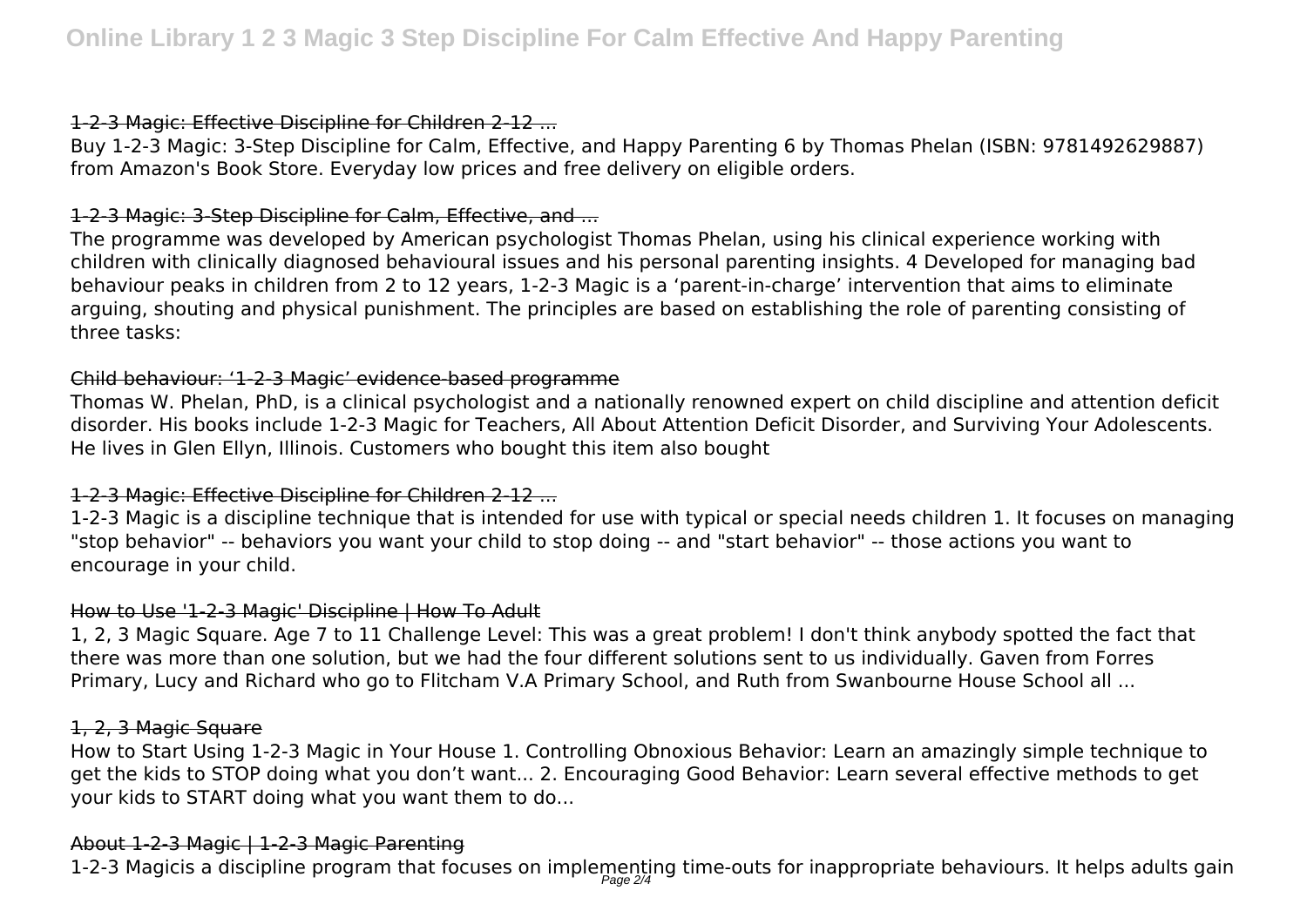## 1-2-3 Magic: Effective Discipline for Children 2-12 ...

Buy 1-2-3 Magic: 3-Step Discipline for Calm, Effective, and Happy Parenting 6 by Thomas Phelan (ISBN: 9781492629887) from Amazon's Book Store. Everyday low prices and free delivery on eligible orders.

## 1-2-3 Magic: 3-Step Discipline for Calm, Effective, and ...

The programme was developed by American psychologist Thomas Phelan, using his clinical experience working with children with clinically diagnosed behavioural issues and his personal parenting insights. 4 Developed for managing bad behaviour peaks in children from 2 to 12 years, 1-2-3 Magic is a 'parent-in-charge' intervention that aims to eliminate arguing, shouting and physical punishment. The principles are based on establishing the role of parenting consisting of three tasks:

## Child behaviour: '1-2-3 Magic' evidence-based programme

Thomas W. Phelan, PhD, is a clinical psychologist and a nationally renowned expert on child discipline and attention deficit disorder. His books include 1-2-3 Magic for Teachers, All About Attention Deficit Disorder, and Surviving Your Adolescents. He lives in Glen Ellyn, Illinois. Customers who bought this item also bought

## 1-2-3 Magic: Effective Discipline for Children 2-12 ...

1-2-3 Magic is a discipline technique that is intended for use with typical or special needs children 1. It focuses on managing "stop behavior" -- behaviors you want your child to stop doing -- and "start behavior" -- those actions you want to encourage in your child.

## How to Use '1-2-3 Magic' Discipline | How To Adult

1, 2, 3 Magic Square. Age 7 to 11 Challenge Level: This was a great problem! I don't think anybody spotted the fact that there was more than one solution, but we had the four different solutions sent to us individually. Gaven from Forres Primary, Lucy and Richard who go to Flitcham V.A Primary School, and Ruth from Swanbourne House School all ...

## 1, 2, 3 Magic Square

How to Start Using 1-2-3 Magic in Your House 1. Controlling Obnoxious Behavior: Learn an amazingly simple technique to get the kids to STOP doing what you don't want... 2. Encouraging Good Behavior: Learn several effective methods to get your kids to START doing what you want them to do...

## About 1-2-3 Magic | 1-2-3 Magic Parenting

1-2-3 Magicis a discipline program that focuses on implementing time-outs for inappropriate behaviours. It helps adults gain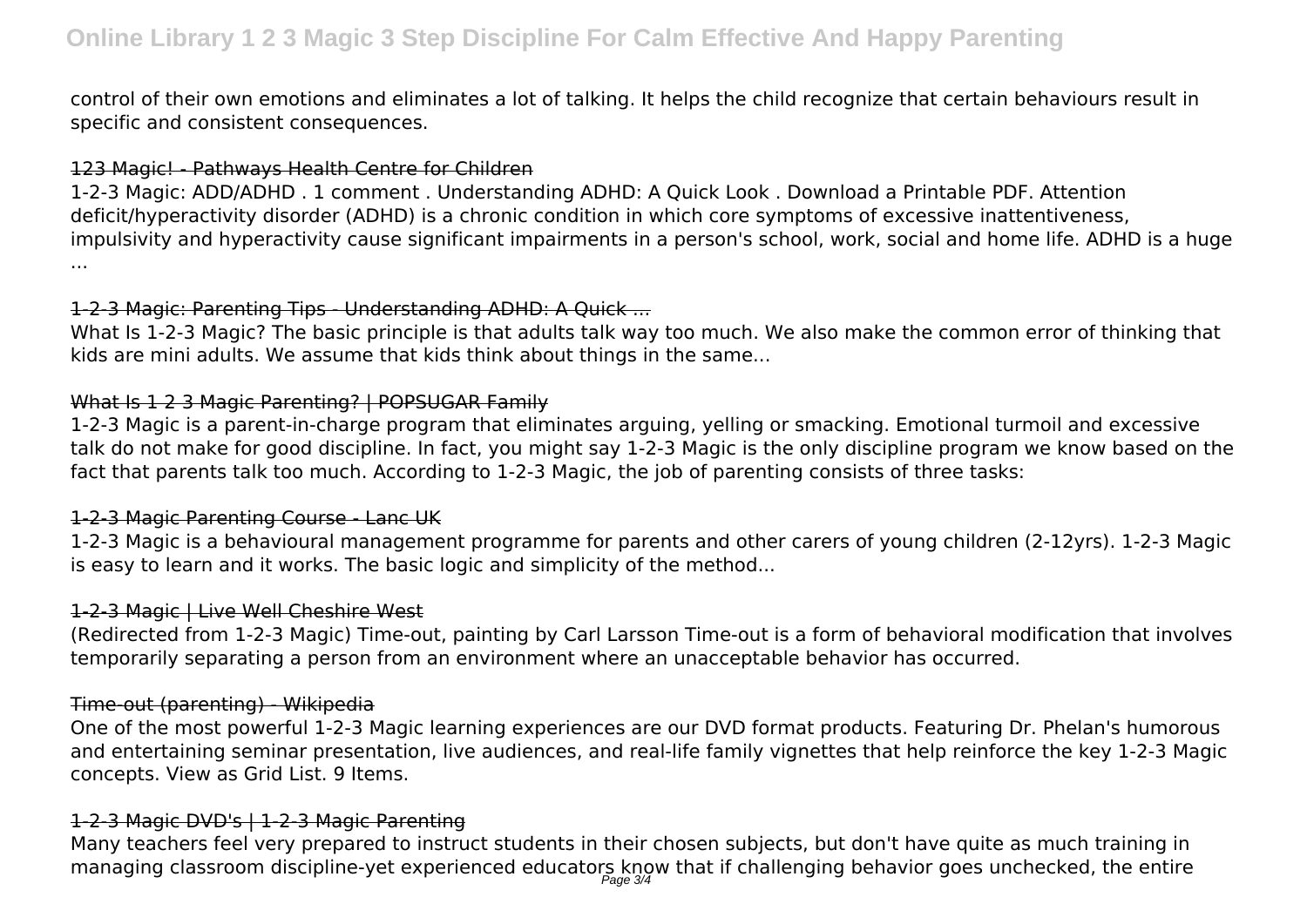control of their own emotions and eliminates a lot of talking. It helps the child recognize that certain behaviours result in specific and consistent consequences.

~~123 Magic! - Pathways Health Centre for Children~~

1-2-3 Magic: ADD/ADHD . 1 comment . Understanding ADHD: A Quick Look . Download a Printable PDF. Attention deficit/hyperactivity disorder (ADHD) is a chronic condition in which core symptoms of excessive inattentiveness, impulsivity and hyperactivity cause significant impairments in a person's school, work, social and home life. ADHD is a huge ...

~~1-2-3 Magic: Parenting Tips - Understanding ADHD: A Quick ...~~

What Is 1-2-3 Magic? The basic principle is that adults talk way too much. We also make the common error of thinking that kids are mini adults. We assume that kids think about things in the same...

~~What Is 1 2 3 Magic Parenting? | POPSUGAR Family~~

1-2-3 Magic is a parent-in-charge program that eliminates arguing, yelling or smacking. Emotional turmoil and excessive talk do not make for good discipline. In fact, you might say 1-2-3 Magic is the only discipline program we know based on the fact that parents talk too much. According to 1-2-3 Magic, the job of parenting consists of three tasks:

~~1-2-3 Magic Parenting Course - Lanc UK~~

1-2-3 Magic is a behavioural management programme for parents and other carers of young children (2-12yrs). 1-2-3 Magic is easy to learn and it works. The basic logic and simplicity of the method...

~~1-2-3 Magic | Live Well Cheshire West~~

(Redirected from 1-2-3 Magic) Time-out, painting by Carl Larsson Time-out is a form of behavioral modification that involves temporarily separating a person from an environment where an unacceptable behavior has occurred.

~~Time-out (parenting) - Wikipedia~~

One of the most powerful 1-2-3 Magic learning experiences are our DVD format products. Featuring Dr. Phelan's humorous and entertaining seminar presentation, live audiences, and real-life family vignettes that help reinforce the key 1-2-3 Magic concepts. View as Grid List. 9 Items.

~~1-2-3 Magic DVD's | 1-2-3 Magic Parenting~~

Many teachers feel very prepared to instruct students in their chosen subjects, but don't have quite as much training in managing classroom discipline-yet experienced educators know that if challenging behavior goes unchecked, the entire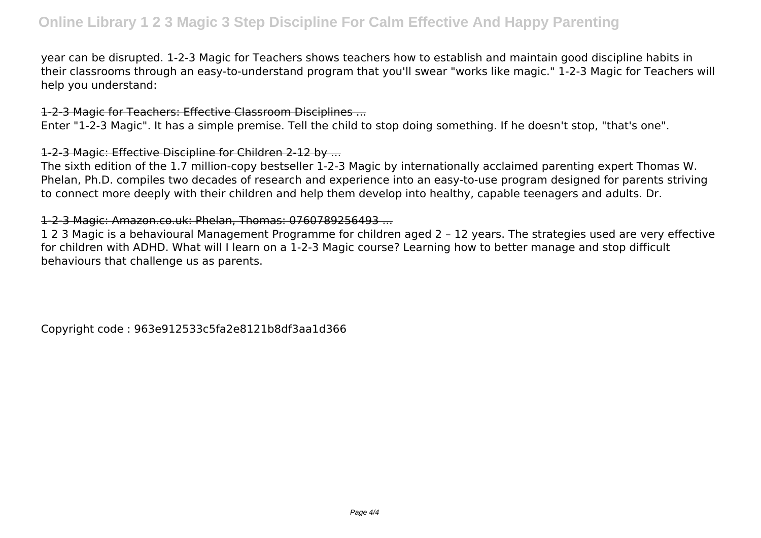year can be disrupted. 1-2-3 Magic for Teachers shows teachers how to establish and maintain good discipline habits in their classrooms through an easy-to-understand program that you'll swear "works like magic." 1-2-3 Magic for Teachers will help you understand:

~~1-2-3 Magic for Teachers: Effective Classroom Disciplines ...~~

Enter "1-2-3 Magic". It has a simple premise. Tell the child to stop doing something. If he doesn't stop, "that's one".

~~1-2-3 Magic: Effective Discipline for Children 2-12 by ...~~

The sixth edition of the 1.7 million-copy bestseller 1-2-3 Magic by internationally acclaimed parenting expert Thomas W. Phelan, Ph.D. compiles two decades of research and experience into an easy-to-use program designed for parents striving to connect more deeply with their children and help them develop into healthy, capable teenagers and adults. Dr.

~~1-2-3 Magic: Amazon.co.uk: Phelan, Thomas: 0760789256493 ...~~

1 2 3 Magic is a behavioural Management Programme for children aged 2 – 12 years. The strategies used are very effective for children with ADHD. What will I learn on a 1-2-3 Magic course? Learning how to better manage and stop difficult behaviours that challenge us as parents.

Copyright code : 963e912533c5fa2e8121b8df3aa1d366